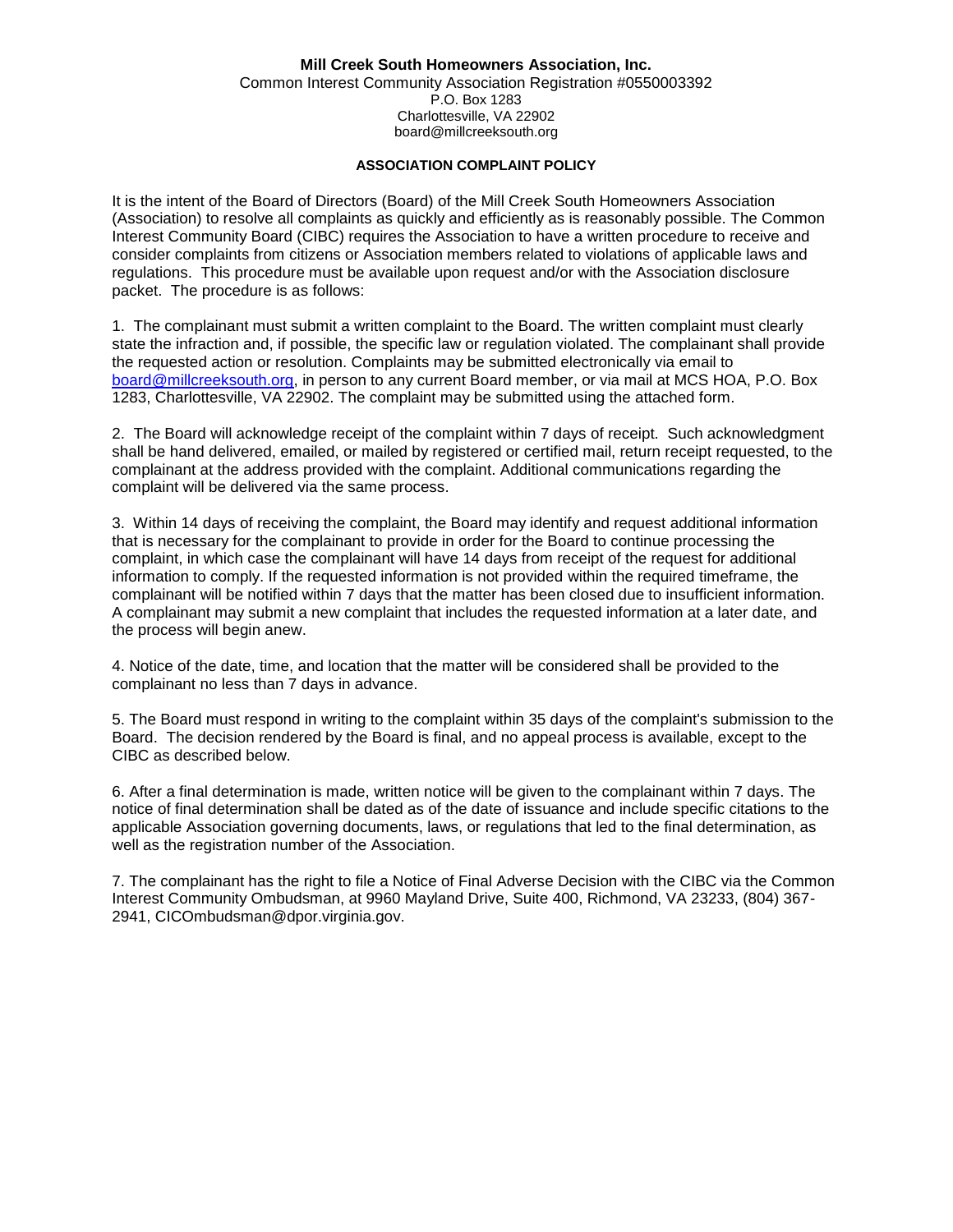**Mill Creek South Homeowners Association, Inc.**
Common Interest Community Association Registration #0550003392
P.O. Box 1283
Charlottesville, VA 22902
board@millcreeksouth.org

## ASSOCIATION COMPLAINT POLICY

It is the intent of the Board of Directors (Board) of the Mill Creek South Homeowners Association (Association) to resolve all complaints as quickly and efficiently as is reasonably possible. The Common Interest Community Board (CIBC) requires the Association to have a written procedure to receive and consider complaints from citizens or Association members related to violations of applicable laws and regulations. This procedure must be available upon request and/or with the Association disclosure packet. The procedure is as follows:

1. The complainant must submit a written complaint to the Board. The written complaint must clearly state the infraction and, if possible, the specific law or regulation violated. The complainant shall provide the requested action or resolution. Complaints may be submitted electronically via email to board@millcreeksouth.org, in person to any current Board member, or via mail at MCS HOA, P.O. Box 1283, Charlottesville, VA 22902. The complaint may be submitted using the attached form.

2. The Board will acknowledge receipt of the complaint within 7 days of receipt. Such acknowledgment shall be hand delivered, emailed, or mailed by registered or certified mail, return receipt requested, to the complainant at the address provided with the complaint. Additional communications regarding the complaint will be delivered via the same process.

3. Within 14 days of receiving the complaint, the Board may identify and request additional information that is necessary for the complainant to provide in order for the Board to continue processing the complaint, in which case the complainant will have 14 days from receipt of the request for additional information to comply. If the requested information is not provided within the required timeframe, the complainant will be notified within 7 days that the matter has been closed due to insufficient information. A complainant may submit a new complaint that includes the requested information at a later date, and the process will begin anew.

4. Notice of the date, time, and location that the matter will be considered shall be provided to the complainant no less than 7 days in advance.

5. The Board must respond in writing to the complaint within 35 days of the complaint's submission to the Board. The decision rendered by the Board is final, and no appeal process is available, except to the CIBC as described below.

6. After a final determination is made, written notice will be given to the complainant within 7 days. The notice of final determination shall be dated as of the date of issuance and include specific citations to the applicable Association governing documents, laws, or regulations that led to the final determination, as well as the registration number of the Association.

7. The complainant has the right to file a Notice of Final Adverse Decision with the CIBC via the Common Interest Community Ombudsman, at 9960 Mayland Drive, Suite 400, Richmond, VA 23233, (804) 367-2941, CICOmbudsman@dpor.virginia.gov.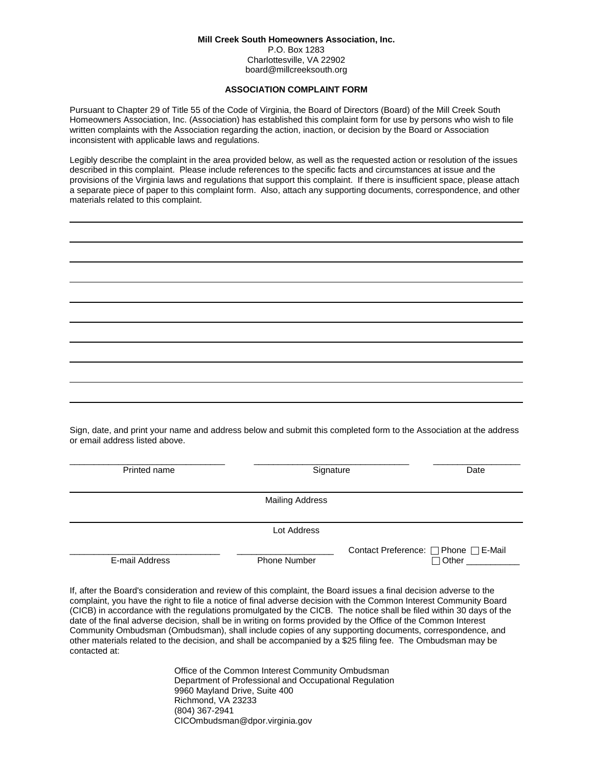**Mill Creek South Homeowners Association, Inc.**
P.O. Box 1283
Charlottesville, VA 22902
board@millcreeksouth.org

**ASSOCIATION COMPLAINT FORM**

Pursuant to Chapter 29 of Title 55 of the Code of Virginia, the Board of Directors (Board) of the Mill Creek South Homeowners Association, Inc. (Association) has established this complaint form for use by persons who wish to file written complaints with the Association regarding the action, inaction, or decision by the Board or Association inconsistent with applicable laws and regulations.

Legibly describe the complaint in the area provided below, as well as the requested action or resolution of the issues described in this complaint. Please include references to the specific facts and circumstances at issue and the provisions of the Virginia laws and regulations that support this complaint. If there is insufficient space, please attach a separate piece of paper to this complaint form. Also, attach any supporting documents, correspondence, and other materials related to this complaint.

\_\_\_\_\_\_\_\_\_\_\_\_\_\_\_\_\_\_\_\_\_\_\_\_\_\_\_\_\_\_\_\_\_\_\_\_\_\_\_\_\_\_\_\_\_\_\_\_\_\_\_\_\_\_\_\_\_\_\_\_\_\_\_\_\_\_\_\_\_\_\_\_\_\_\_\_

\_\_\_\_\_\_\_\_\_\_\_\_\_\_\_\_\_\_\_\_\_\_\_\_\_\_\_\_\_\_\_\_\_\_\_\_\_\_\_\_\_\_\_\_\_\_\_\_\_\_\_\_\_\_\_\_\_\_\_\_\_\_\_\_\_\_\_\_\_\_\_\_\_\_\_\_

\_\_\_\_\_\_\_\_\_\_\_\_\_\_\_\_\_\_\_\_\_\_\_\_\_\_\_\_\_\_\_\_\_\_\_\_\_\_\_\_\_\_\_\_\_\_\_\_\_\_\_\_\_\_\_\_\_\_\_\_\_\_\_\_\_\_\_\_\_\_\_\_\_\_\_\_

\_\_\_\_\_\_\_\_\_\_\_\_\_\_\_\_\_\_\_\_\_\_\_\_\_\_\_\_\_\_\_\_\_\_\_\_\_\_\_\_\_\_\_\_\_\_\_\_\_\_\_\_\_\_\_\_\_\_\_\_\_\_\_\_\_\_\_\_\_\_\_\_\_\_\_\_

\_\_\_\_\_\_\_\_\_\_\_\_\_\_\_\_\_\_\_\_\_\_\_\_\_\_\_\_\_\_\_\_\_\_\_\_\_\_\_\_\_\_\_\_\_\_\_\_\_\_\_\_\_\_\_\_\_\_\_\_\_\_\_\_\_\_\_\_\_\_\_\_\_\_\_\_

\_\_\_\_\_\_\_\_\_\_\_\_\_\_\_\_\_\_\_\_\_\_\_\_\_\_\_\_\_\_\_\_\_\_\_\_\_\_\_\_\_\_\_\_\_\_\_\_\_\_\_\_\_\_\_\_\_\_\_\_\_\_\_\_\_\_\_\_\_\_\_\_\_\_\_\_

\_\_\_\_\_\_\_\_\_\_\_\_\_\_\_\_\_\_\_\_\_\_\_\_\_\_\_\_\_\_\_\_\_\_\_\_\_\_\_\_\_\_\_\_\_\_\_\_\_\_\_\_\_\_\_\_\_\_\_\_\_\_\_\_\_\_\_\_\_\_\_\_\_\_\_\_

\_\_\_\_\_\_\_\_\_\_\_\_\_\_\_\_\_\_\_\_\_\_\_\_\_\_\_\_\_\_\_\_\_\_\_\_\_\_\_\_\_\_\_\_\_\_\_\_\_\_\_\_\_\_\_\_\_\_\_\_\_\_\_\_\_\_\_\_\_\_\_\_\_\_\_\_

\_\_\_\_\_\_\_\_\_\_\_\_\_\_\_\_\_\_\_\_\_\_\_\_\_\_\_\_\_\_\_\_\_\_\_\_\_\_\_\_\_\_\_\_\_\_\_\_\_\_\_\_\_\_\_\_\_\_\_\_\_\_\_\_\_\_\_\_\_\_\_\_\_\_\_\_

\_\_\_\_\_\_\_\_\_\_\_\_\_\_\_\_\_\_\_\_\_\_\_\_\_\_\_\_\_\_\_\_\_\_\_\_\_\_\_\_\_\_\_\_\_\_\_\_\_\_\_\_\_\_\_\_\_\_\_\_\_\_\_\_\_\_\_\_\_\_\_\_\_\_\_\_

Sign, date, and print your name and address below and submit this completed form to the Association at the address or email address listed above.

| | | |
|---|---|---|
| \_\_\_\_\_\_\_\_\_\_\_\_\_\_\_\_\_\_\_\_\_\_\_\_ | \_\_\_\_\_\_\_\_\_\_\_\_\_\_\_\_\_\_\_\_\_\_\_\_ | \_\_\_\_\_\_\_\_\_\_\_\_\_\_ |
| Printed name | Signature | Date |

\_\_\_\_\_\_\_\_\_\_\_\_\_\_\_\_\_\_\_\_\_\_\_\_\_\_\_\_\_\_\_\_\_\_\_\_\_\_\_\_\_\_\_\_\_\_\_\_\_\_\_\_\_\_\_\_\_\_\_\_\_\_\_\_\_\_\_\_\_\_\_\_\_\_\_\_

Mailing Address

\_\_\_\_\_\_\_\_\_\_\_\_\_\_\_\_\_\_\_\_\_\_\_\_\_\_\_\_\_\_\_\_\_\_\_\_\_\_\_\_\_\_\_\_\_\_\_\_\_\_\_\_\_\_\_\_\_\_\_\_\_\_\_\_\_\_\_\_\_\_\_\_\_\_\_\_

Lot Address

| | | |
|---|---|---|
| \_\_\_\_\_\_\_\_\_\_\_\_\_\_\_\_\_\_\_\_\_\_\_\_ | \_\_\_\_\_\_\_\_\_\_\_\_\_\_\_\_ | Contact Preference: ☐ Phone ☐ E-Mail |
| E-mail Address | Phone Number | ☐ Other \_\_\_\_\_\_\_\_\_\_\_ |

If, after the Board's consideration and review of this complaint, the Board issues a final decision adverse to the complaint, you have the right to file a notice of final adverse decision with the Common Interest Community Board (CICB) in accordance with the regulations promulgated by the CICB. The notice shall be filed within 30 days of the date of the final adverse decision, shall be in writing on forms provided by the Office of the Common Interest Community Ombudsman (Ombudsman), shall include copies of any supporting documents, correspondence, and other materials related to the decision, and shall be accompanied by a $25 filing fee. The Ombudsman may be contacted at:

Office of the Common Interest Community Ombudsman
Department of Professional and Occupational Regulation
9960 Mayland Drive, Suite 400
Richmond, VA 23233
(804) 367-2941
CICOmbudsman@dpor.virginia.gov